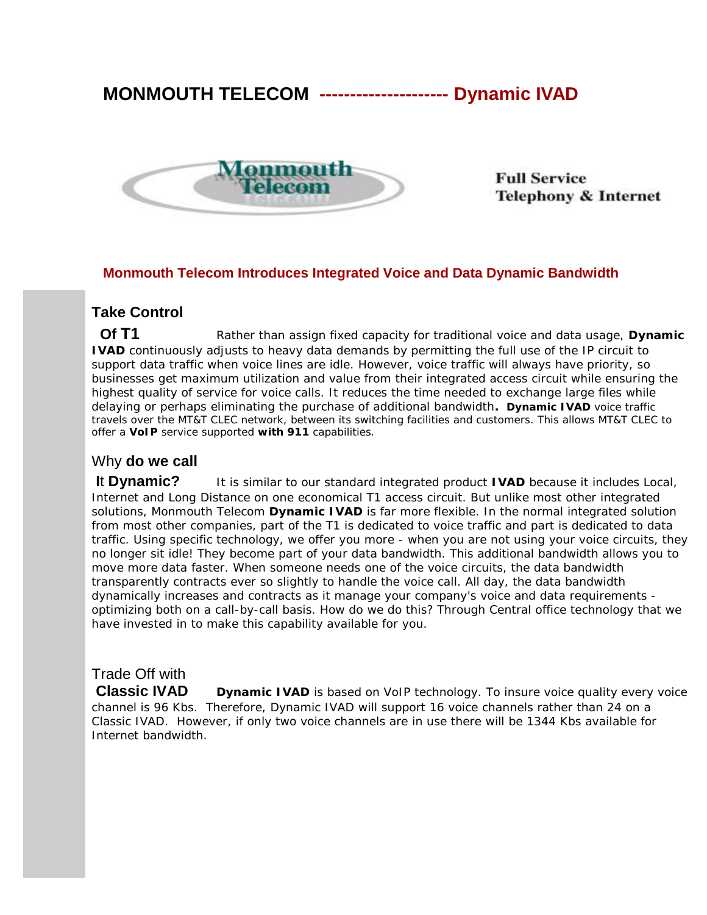# MONMOUTH TELECOM --------------------- Dynamic IVAD

Full Service
Telephony & Internet

## Monmouth Telecom Introduces Integrated Voice and Data Dynamic Bandwidth

### Take Control Of T1

Rather than assign fixed capacity for traditional voice and data usage, **Dynamic IVAD** continuously adjusts to heavy data demands by permitting the full use of the IP circuit to support data traffic when voice lines are idle. However, voice traffic will always have priority, so businesses get maximum utilization and value from their integrated access circuit while ensuring the highest quality of service for voice calls. It reduces the time needed to exchange large files while delaying or perhaps eliminating the purchase of additional bandwidth**.** **Dynamic IVAD** voice traffic travels over the MT&T CLEC network, between its switching facilities and customers. This allows MT&T CLEC to offer a **VoIP** service supported **with 911** capabilities.

### Why **do we call It Dynamic?**

It is similar to our standard integrated product **IVAD** because it includes Local, Internet and Long Distance on one economical T1 access circuit. But unlike most other integrated solutions, Monmouth Telecom **Dynamic IVAD** is far more flexible. In the normal integrated solution from most other companies, part of the T1 is dedicated to voice traffic and part is dedicated to data traffic. Using specific technology, we offer you more - when you are not using your voice circuits, they no longer sit idle! They become part of your data bandwidth. This additional bandwidth allows you to move more data faster. When someone needs one of the voice circuits, the data bandwidth transparently contracts ever so slightly to handle the voice call. All day, the data bandwidth dynamically increases and contracts as it manage your company's voice and data requirements - optimizing both on a call-by-call basis. How do we do this? Through Central office technology that we have invested in to make this capability available for you.

### Trade Off with **Classic IVAD**

**Dynamic IVAD** is based on VoIP technology. To insure voice quality every voice channel is 96 Kbs. Therefore, Dynamic IVAD will support 16 voice channels rather than 24 on a Classic IVAD. However, if only two voice channels are in use there will be 1344 Kbs available for Internet bandwidth.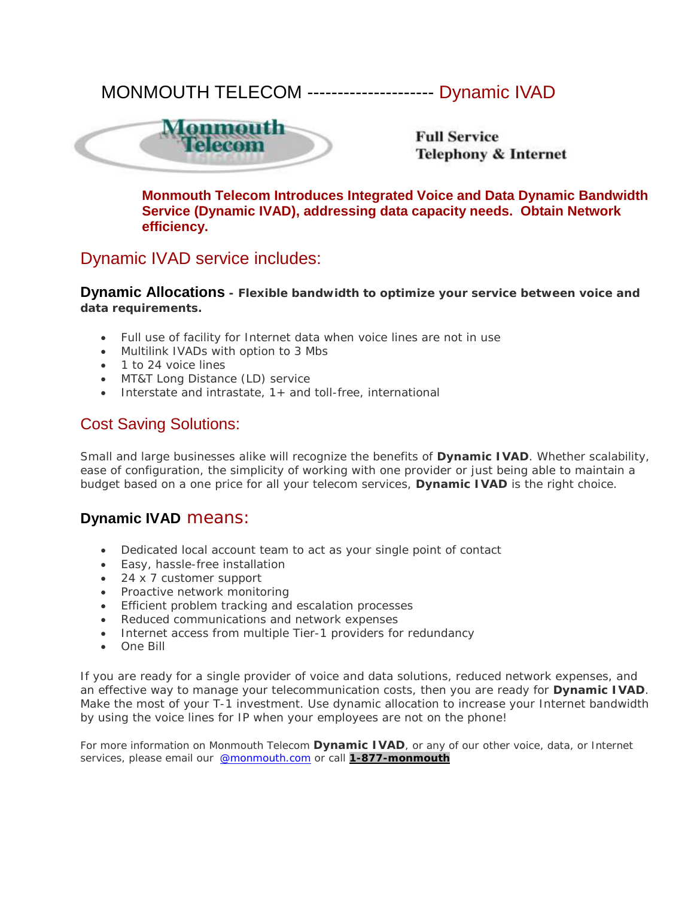# MONMOUTH TELECOM --------------------- Dynamic IVAD

Monmouth Telecom

**Full Service Telephony & Internet**

**Monmouth Telecom Introduces Integrated Voice and Data Dynamic Bandwidth Service (Dynamic IVAD), addressing data capacity needs. Obtain Network efficiency.**

## Dynamic IVAD service includes:

### Dynamic Allocations - Flexible bandwidth to optimize your service between voice and data requirements.

- Full use of facility for Internet data when voice lines are not in use
- Multilink IVADs with option to 3 Mbs
- 1 to 24 voice lines
- MT&T Long Distance (LD) service
- Interstate and intrastate, 1+ and toll-free, international

## Cost Saving Solutions:

Small and large businesses alike will recognize the benefits of **Dynamic IVAD**. Whether scalability, ease of configuration, the simplicity of working with one provider or just being able to maintain a budget based on a one price for all your telecom services, **Dynamic IVAD** is the right choice.

## Dynamic IVAD means:

- Dedicated local account team to act as your single point of contact
- Easy, hassle-free installation
- 24 x 7 customer support
- Proactive network monitoring
- Efficient problem tracking and escalation processes
- Reduced communications and network expenses
- Internet access from multiple Tier-1 providers for redundancy
- One Bill

If you are ready for a single provider of voice and data solutions, reduced network expenses, and an effective way to manage your telecommunication costs, then you are ready for **Dynamic IVAD**. Make the most of your T-1 investment. Use dynamic allocation to increase your Internet bandwidth by using the voice lines for IP when your employees are not on the phone!

For more information on Monmouth Telecom **Dynamic IVAD**, or any of our other voice, data, or Internet services, please email our @monmouth.com or call **1-877-monmouth**